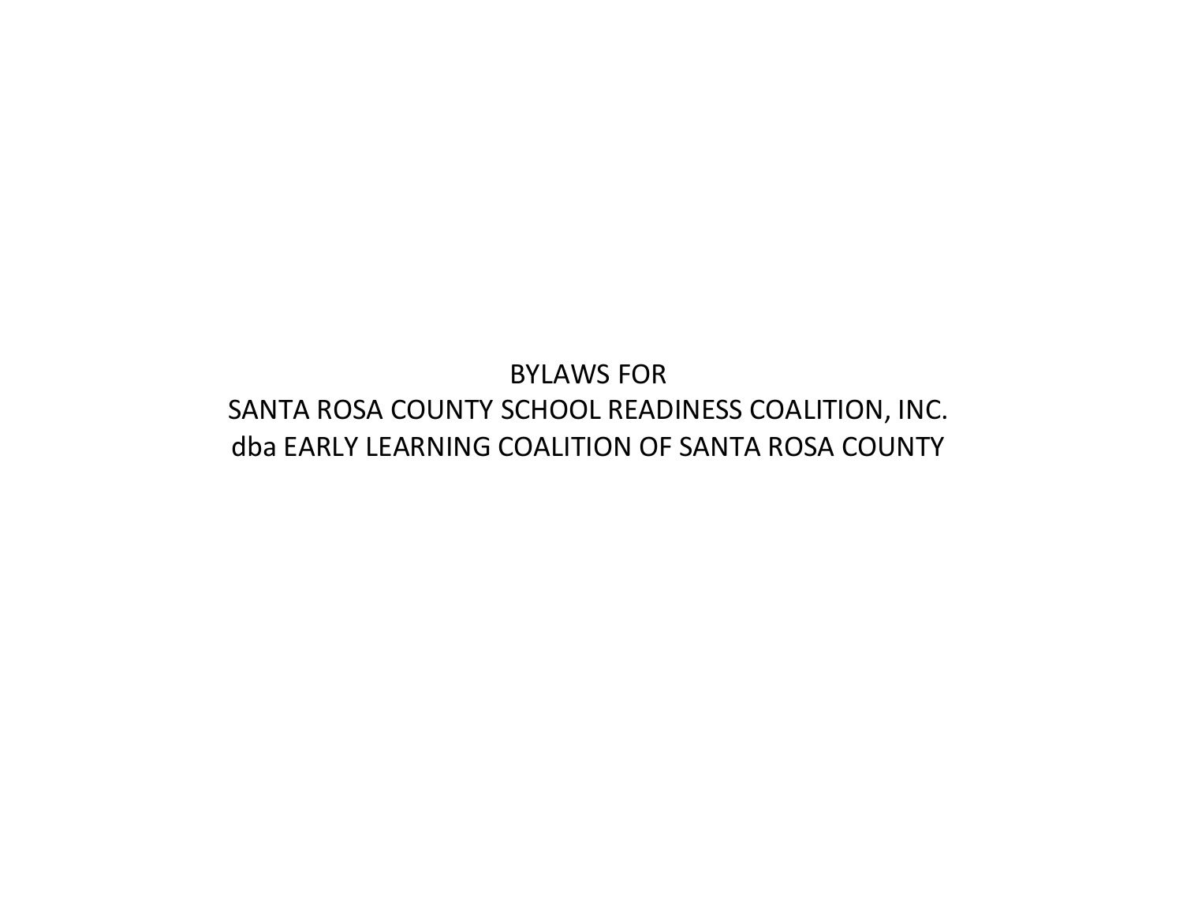# BYLAWS FOR
# SANTA ROSA COUNTY SCHOOL READINESS COALITION, INC.
# dba EARLY LEARNING COALITION OF SANTA ROSA COUNTY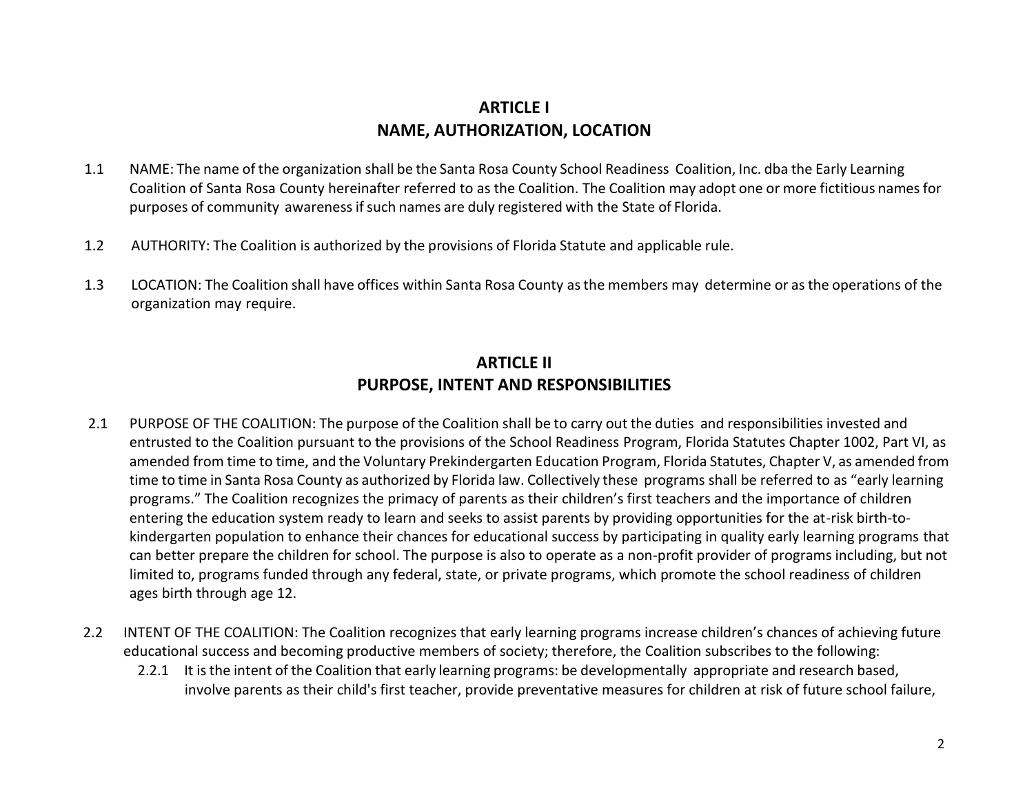## ARTICLE I
## NAME, AUTHORIZATION, LOCATION

1.1 NAME: The name of the organization shall be the Santa Rosa County School Readiness Coalition, Inc. dba the Early Learning Coalition of Santa Rosa County hereinafter referred to as the Coalition. The Coalition may adopt one or more fictitious names for purposes of community awareness if such names are duly registered with the State of Florida.

1.2 AUTHORITY: The Coalition is authorized by the provisions of Florida Statute and applicable rule.

1.3 LOCATION: The Coalition shall have offices within Santa Rosa County as the members may determine or as the operations of the organization may require.

## ARTICLE II
## PURPOSE, INTENT AND RESPONSIBILITIES

2.1 PURPOSE OF THE COALITION: The purpose of the Coalition shall be to carry out the duties and responsibilities invested and entrusted to the Coalition pursuant to the provisions of the School Readiness Program, Florida Statutes Chapter 1002, Part VI, as amended from time to time, and the Voluntary Prekindergarten Education Program, Florida Statutes, Chapter V, as amended from time to time in Santa Rosa County as authorized by Florida law. Collectively these programs shall be referred to as "early learning programs." The Coalition recognizes the primacy of parents as their children's first teachers and the importance of children entering the education system ready to learn and seeks to assist parents by providing opportunities for the at-risk birth-to-kindergarten population to enhance their chances for educational success by participating in quality early learning programs that can better prepare the children for school. The purpose is also to operate as a non-profit provider of programs including, but not limited to, programs funded through any federal, state, or private programs, which promote the school readiness of children ages birth through age 12.

2.2 INTENT OF THE COALITION: The Coalition recognizes that early learning programs increase children's chances of achieving future educational success and becoming productive members of society; therefore, the Coalition subscribes to the following:

2.2.1 It is the intent of the Coalition that early learning programs: be developmentally appropriate and research based, involve parents as their child's first teacher, provide preventative measures for children at risk of future school failure,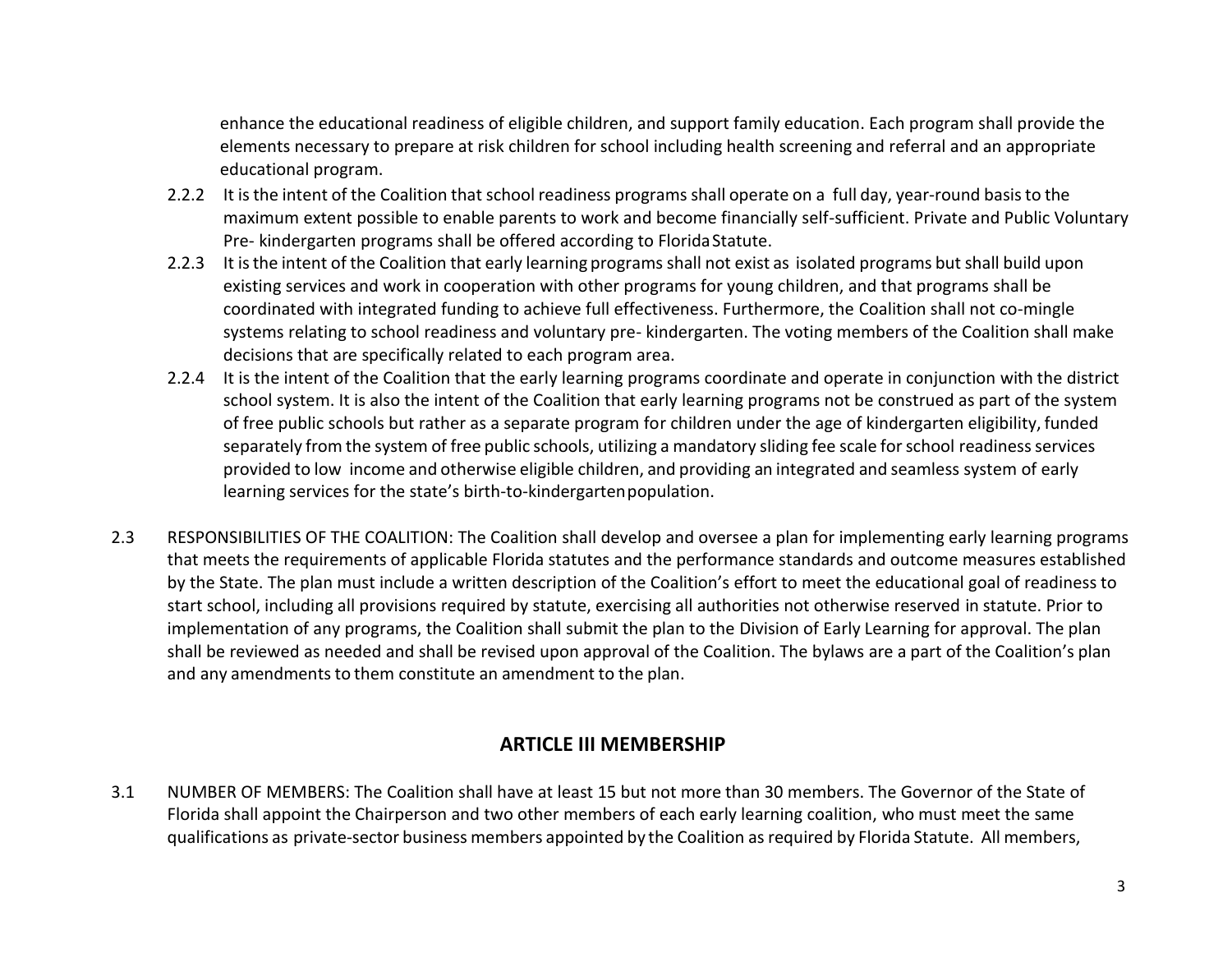enhance the educational readiness of eligible children, and support family education. Each program shall provide the elements necessary to prepare at risk children for school including health screening and referral and an appropriate educational program.

2.2.2 It is the intent of the Coalition that school readiness programs shall operate on a full day, year-round basis to the maximum extent possible to enable parents to work and become financially self-sufficient. Private and Public Voluntary Pre- kindergarten programs shall be offered according to Florida Statute.

2.2.3 It is the intent of the Coalition that early learning programs shall not exist as isolated programs but shall build upon existing services and work in cooperation with other programs for young children, and that programs shall be coordinated with integrated funding to achieve full effectiveness. Furthermore, the Coalition shall not co-mingle systems relating to school readiness and voluntary pre- kindergarten. The voting members of the Coalition shall make decisions that are specifically related to each program area.

2.2.4 It is the intent of the Coalition that the early learning programs coordinate and operate in conjunction with the district school system. It is also the intent of the Coalition that early learning programs not be construed as part of the system of free public schools but rather as a separate program for children under the age of kindergarten eligibility, funded separately from the system of free public schools, utilizing a mandatory sliding fee scale for school readiness services provided to low income and otherwise eligible children, and providing an integrated and seamless system of early learning services for the state's birth-to-kindergarten population.

2.3 RESPONSIBILITIES OF THE COALITION: The Coalition shall develop and oversee a plan for implementing early learning programs that meets the requirements of applicable Florida statutes and the performance standards and outcome measures established by the State. The plan must include a written description of the Coalition's effort to meet the educational goal of readiness to start school, including all provisions required by statute, exercising all authorities not otherwise reserved in statute. Prior to implementation of any programs, the Coalition shall submit the plan to the Division of Early Learning for approval. The plan shall be reviewed as needed and shall be revised upon approval of the Coalition. The bylaws are a part of the Coalition's plan and any amendments to them constitute an amendment to the plan.

## ARTICLE III MEMBERSHIP

3.1 NUMBER OF MEMBERS: The Coalition shall have at least 15 but not more than 30 members. The Governor of the State of Florida shall appoint the Chairperson and two other members of each early learning coalition, who must meet the same qualifications as private-sector business members appointed by the Coalition as required by Florida Statute. All members,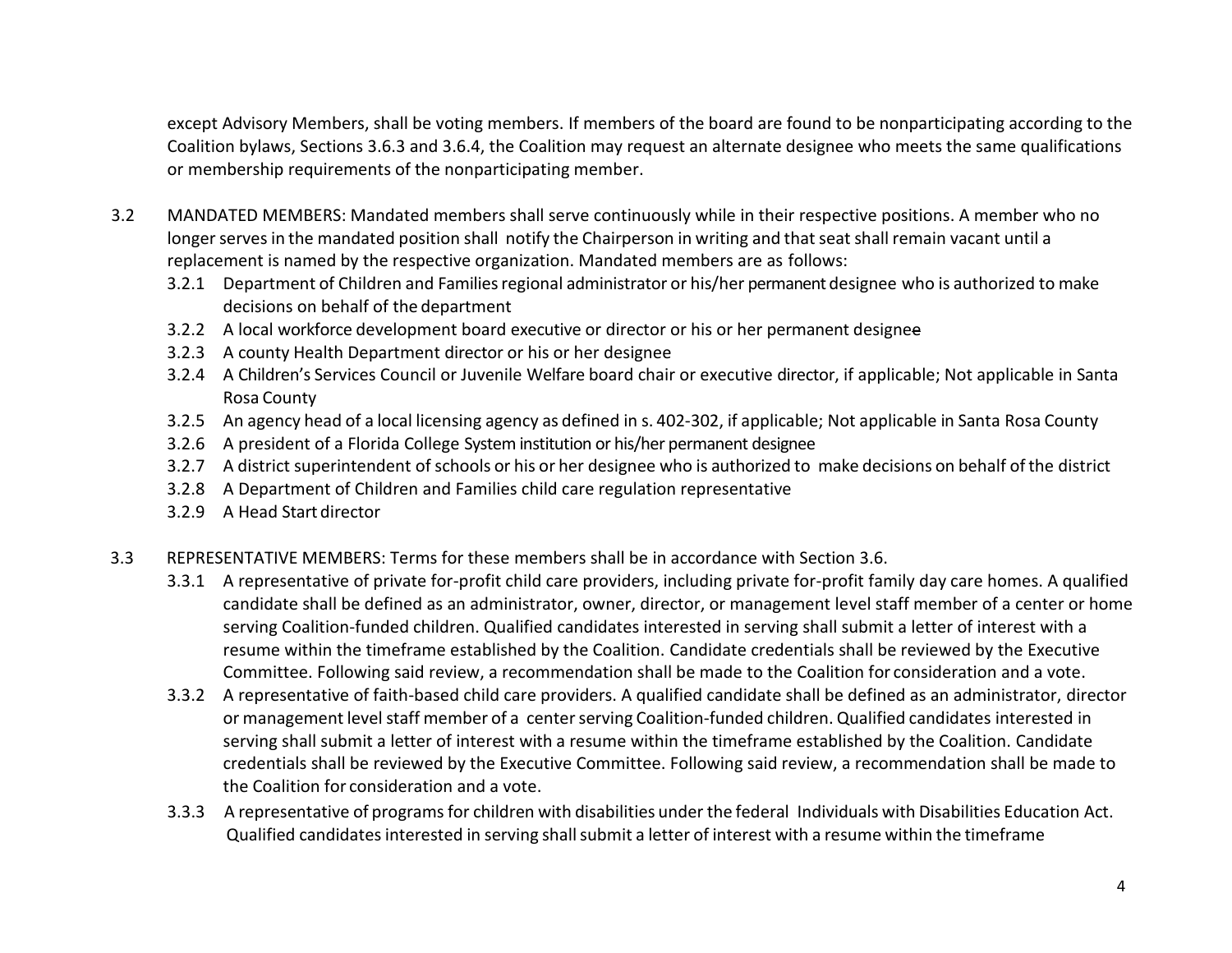except Advisory Members, shall be voting members. If members of the board are found to be nonparticipating according to the Coalition bylaws, Sections 3.6.3 and 3.6.4, the Coalition may request an alternate designee who meets the same qualifications or membership requirements of the nonparticipating member.

3.2 MANDATED MEMBERS: Mandated members shall serve continuously while in their respective positions. A member who no longer serves in the mandated position shall notify the Chairperson in writing and that seat shall remain vacant until a replacement is named by the respective organization. Mandated members are as follows:

- 3.2.1 Department of Children and Families regional administrator or his/her permanent designee who is authorized to make decisions on behalf of the department
- 3.2.2 A local workforce development board executive or director or his or her permanent designee
- 3.2.3 A county Health Department director or his or her designee
- 3.2.4 A Children's Services Council or Juvenile Welfare board chair or executive director, if applicable; Not applicable in Santa Rosa County
- 3.2.5 An agency head of a local licensing agency as defined in s. 402-302, if applicable; Not applicable in Santa Rosa County
- 3.2.6 A president of a Florida College System institution or his/her permanent designee
- 3.2.7 A district superintendent of schools or his or her designee who is authorized to make decisions on behalf of the district
- 3.2.8 A Department of Children and Families child care regulation representative
- 3.2.9 A Head Start director

3.3 REPRESENTATIVE MEMBERS: Terms for these members shall be in accordance with Section 3.6.

- 3.3.1 A representative of private for-profit child care providers, including private for-profit family day care homes. A qualified candidate shall be defined as an administrator, owner, director, or management level staff member of a center or home serving Coalition-funded children. Qualified candidates interested in serving shall submit a letter of interest with a resume within the timeframe established by the Coalition. Candidate credentials shall be reviewed by the Executive Committee. Following said review, a recommendation shall be made to the Coalition for consideration and a vote.
- 3.3.2 A representative of faith-based child care providers. A qualified candidate shall be defined as an administrator, director or management level staff member of a center serving Coalition-funded children. Qualified candidates interested in serving shall submit a letter of interest with a resume within the timeframe established by the Coalition. Candidate credentials shall be reviewed by the Executive Committee. Following said review, a recommendation shall be made to the Coalition for consideration and a vote.
- 3.3.3 A representative of programs for children with disabilities under the federal Individuals with Disabilities Education Act. Qualified candidates interested in serving shall submit a letter of interest with a resume within the timeframe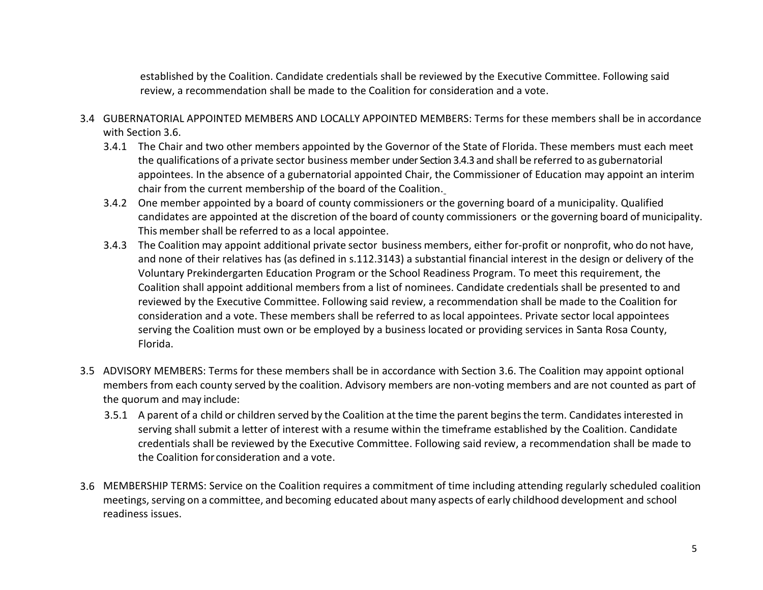established by the Coalition. Candidate credentials shall be reviewed by the Executive Committee. Following said review, a recommendation shall be made to the Coalition for consideration and a vote.

3.4 GUBERNATORIAL APPOINTED MEMBERS AND LOCALLY APPOINTED MEMBERS: Terms for these members shall be in accordance with Section 3.6.

3.4.1 The Chair and two other members appointed by the Governor of the State of Florida. These members must each meet the qualifications of a private sector business member under Section 3.4.3 and shall be referred to as gubernatorial appointees. In the absence of a gubernatorial appointed Chair, the Commissioner of Education may appoint an interim chair from the current membership of the board of the Coalition.

3.4.2 One member appointed by a board of county commissioners or the governing board of a municipality. Qualified candidates are appointed at the discretion of the board of county commissioners or the governing board of municipality. This member shall be referred to as a local appointee.

3.4.3 The Coalition may appoint additional private sector business members, either for-profit or nonprofit, who do not have, and none of their relatives has (as defined in s.112.3143) a substantial financial interest in the design or delivery of the Voluntary Prekindergarten Education Program or the School Readiness Program. To meet this requirement, the Coalition shall appoint additional members from a list of nominees. Candidate credentials shall be presented to and reviewed by the Executive Committee. Following said review, a recommendation shall be made to the Coalition for consideration and a vote. These members shall be referred to as local appointees. Private sector local appointees serving the Coalition must own or be employed by a business located or providing services in Santa Rosa County, Florida.

3.5 ADVISORY MEMBERS: Terms for these members shall be in accordance with Section 3.6. The Coalition may appoint optional members from each county served by the coalition. Advisory members are non-voting members and are not counted as part of the quorum and may include:

3.5.1 A parent of a child or children served by the Coalition at the time the parent begins the term. Candidates interested in serving shall submit a letter of interest with a resume within the timeframe established by the Coalition. Candidate credentials shall be reviewed by the Executive Committee. Following said review, a recommendation shall be made to the Coalition for consideration and a vote.

3.6 MEMBERSHIP TERMS: Service on the Coalition requires a commitment of time including attending regularly scheduled coalition meetings, serving on a committee, and becoming educated about many aspects of early childhood development and school readiness issues.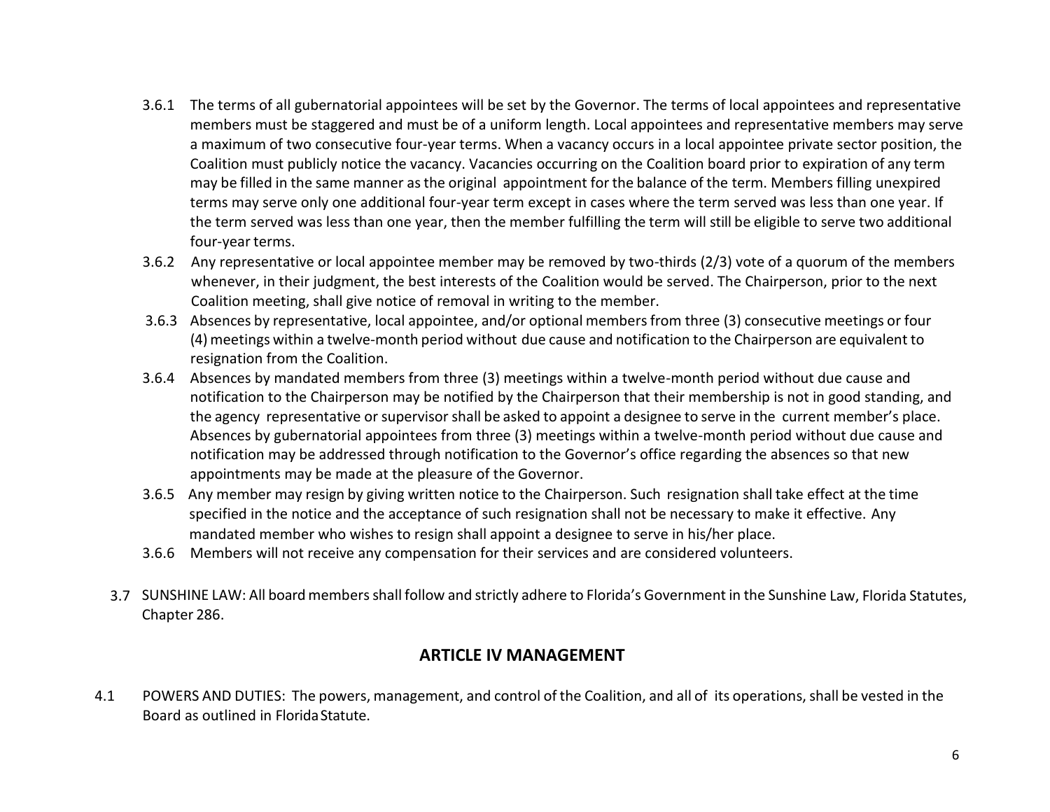3.6.1 The terms of all gubernatorial appointees will be set by the Governor. The terms of local appointees and representative members must be staggered and must be of a uniform length. Local appointees and representative members may serve a maximum of two consecutive four-year terms. When a vacancy occurs in a local appointee private sector position, the Coalition must publicly notice the vacancy. Vacancies occurring on the Coalition board prior to expiration of any term may be filled in the same manner as the original appointment for the balance of the term. Members filling unexpired terms may serve only one additional four-year term except in cases where the term served was less than one year. If the term served was less than one year, then the member fulfilling the term will still be eligible to serve two additional four-year terms.

3.6.2 Any representative or local appointee member may be removed by two-thirds (2/3) vote of a quorum of the members whenever, in their judgment, the best interests of the Coalition would be served. The Chairperson, prior to the next Coalition meeting, shall give notice of removal in writing to the member.

3.6.3 Absences by representative, local appointee, and/or optional members from three (3) consecutive meetings or four (4) meetings within a twelve-month period without due cause and notification to the Chairperson are equivalent to resignation from the Coalition.

3.6.4 Absences by mandated members from three (3) meetings within a twelve-month period without due cause and notification to the Chairperson may be notified by the Chairperson that their membership is not in good standing, and the agency representative or supervisor shall be asked to appoint a designee to serve in the current member's place. Absences by gubernatorial appointees from three (3) meetings within a twelve-month period without due cause and notification may be addressed through notification to the Governor's office regarding the absences so that new appointments may be made at the pleasure of the Governor.

3.6.5 Any member may resign by giving written notice to the Chairperson. Such resignation shall take effect at the time specified in the notice and the acceptance of such resignation shall not be necessary to make it effective. Any mandated member who wishes to resign shall appoint a designee to serve in his/her place.

3.6.6 Members will not receive any compensation for their services and are considered volunteers.

3.7 SUNSHINE LAW: All board members shall follow and strictly adhere to Florida's Government in the Sunshine Law, Florida Statutes, Chapter 286.

## ARTICLE IV MANAGEMENT

4.1 POWERS AND DUTIES: The powers, management, and control of the Coalition, and all of its operations, shall be vested in the Board as outlined in Florida Statute.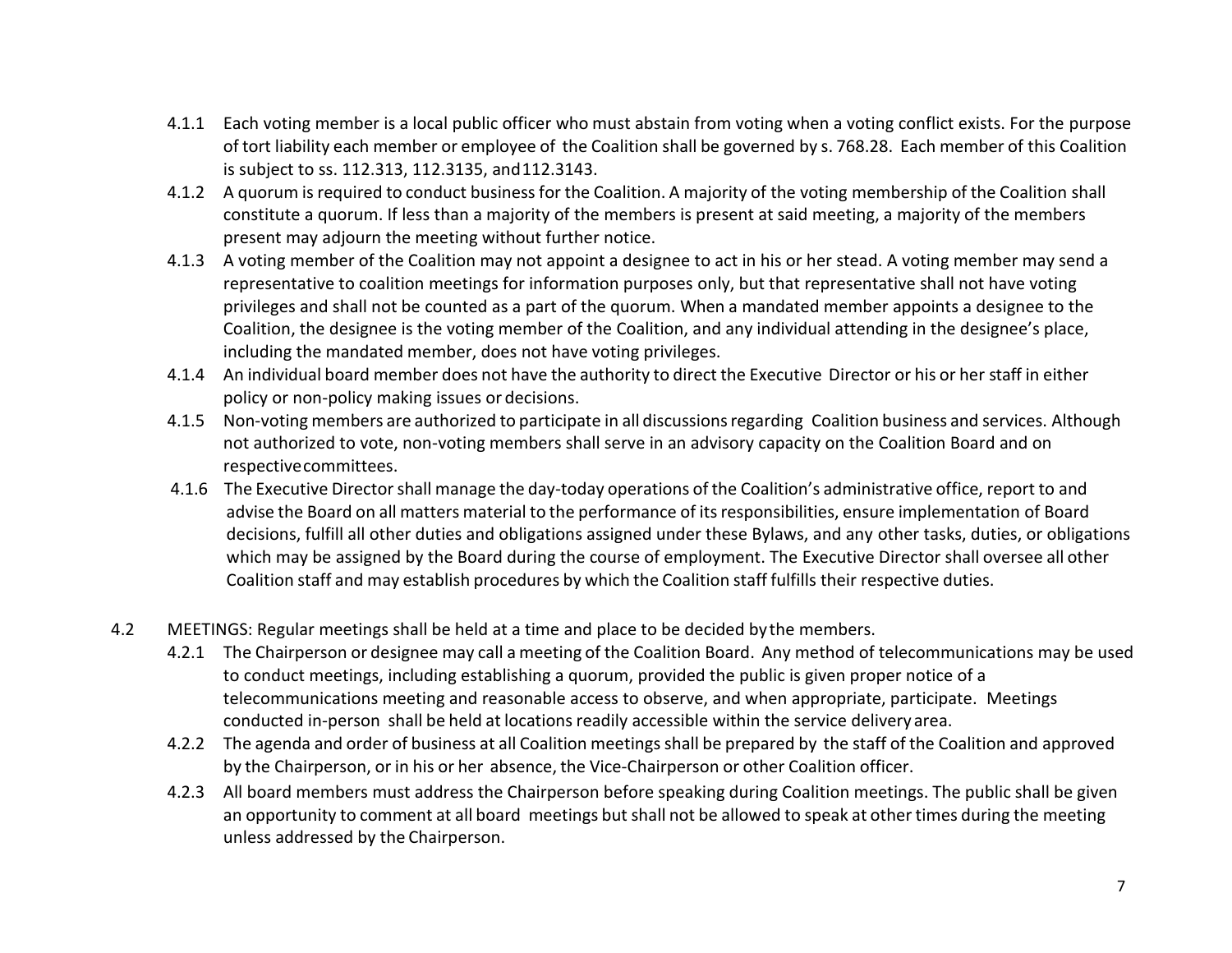4.1.1 Each voting member is a local public officer who must abstain from voting when a voting conflict exists. For the purpose of tort liability each member or employee of the Coalition shall be governed by s. 768.28. Each member of this Coalition is subject to ss. 112.313, 112.3135, and 112.3143.

4.1.2 A quorum is required to conduct business for the Coalition. A majority of the voting membership of the Coalition shall constitute a quorum. If less than a majority of the members is present at said meeting, a majority of the members present may adjourn the meeting without further notice.

4.1.3 A voting member of the Coalition may not appoint a designee to act in his or her stead. A voting member may send a representative to coalition meetings for information purposes only, but that representative shall not have voting privileges and shall not be counted as a part of the quorum. When a mandated member appoints a designee to the Coalition, the designee is the voting member of the Coalition, and any individual attending in the designee's place, including the mandated member, does not have voting privileges.

4.1.4 An individual board member does not have the authority to direct the Executive Director or his or her staff in either policy or non-policy making issues or decisions.

4.1.5 Non-voting members are authorized to participate in all discussions regarding Coalition business and services. Although not authorized to vote, non-voting members shall serve in an advisory capacity on the Coalition Board and on respective committees.

4.1.6 The Executive Director shall manage the day-today operations of the Coalition's administrative office, report to and advise the Board on all matters material to the performance of its responsibilities, ensure implementation of Board decisions, fulfill all other duties and obligations assigned under these Bylaws, and any other tasks, duties, or obligations which may be assigned by the Board during the course of employment. The Executive Director shall oversee all other Coalition staff and may establish procedures by which the Coalition staff fulfills their respective duties.

4.2 MEETINGS: Regular meetings shall be held at a time and place to be decided by the members.

4.2.1 The Chairperson or designee may call a meeting of the Coalition Board. Any method of telecommunications may be used to conduct meetings, including establishing a quorum, provided the public is given proper notice of a telecommunications meeting and reasonable access to observe, and when appropriate, participate. Meetings conducted in-person shall be held at locations readily accessible within the service delivery area.

4.2.2 The agenda and order of business at all Coalition meetings shall be prepared by the staff of the Coalition and approved by the Chairperson, or in his or her absence, the Vice-Chairperson or other Coalition officer.

4.2.3 All board members must address the Chairperson before speaking during Coalition meetings. The public shall be given an opportunity to comment at all board meetings but shall not be allowed to speak at other times during the meeting unless addressed by the Chairperson.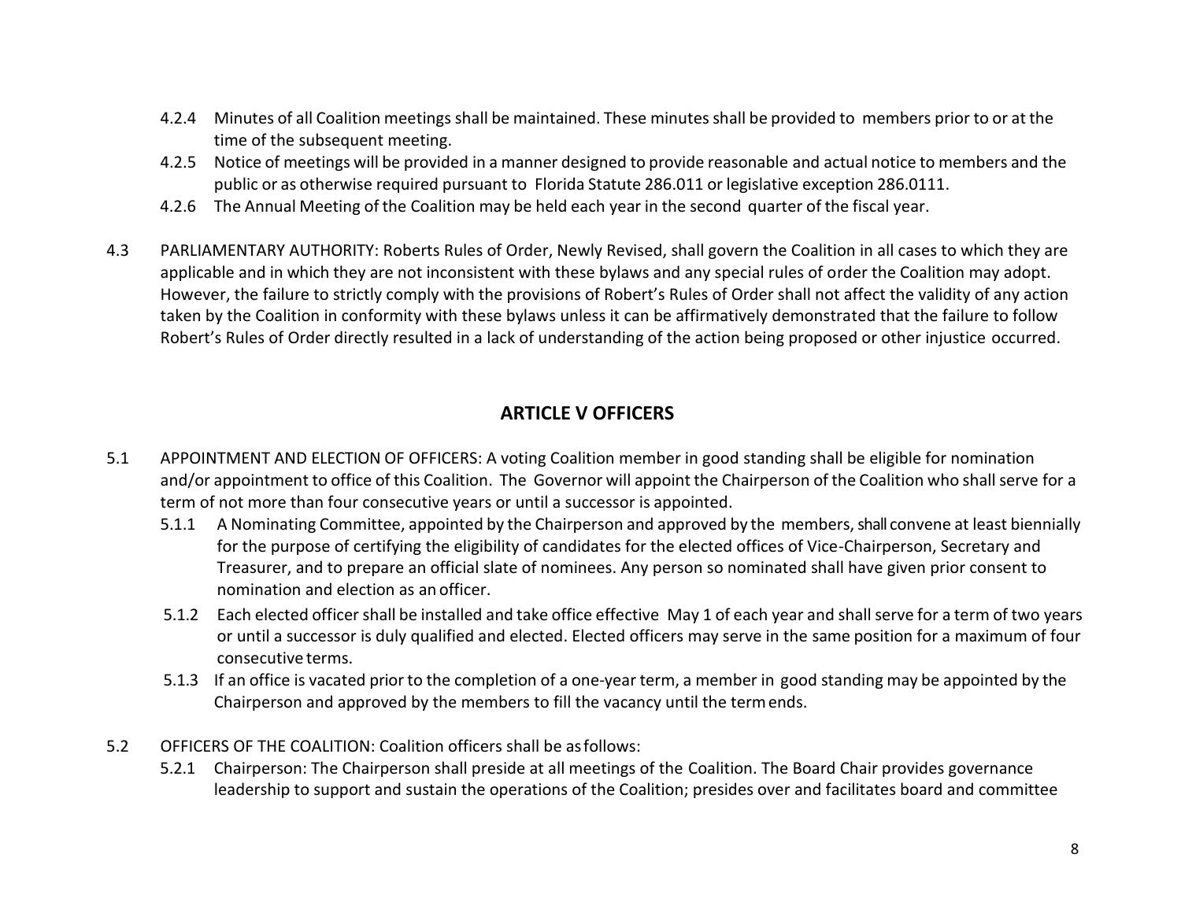4.2.4 Minutes of all Coalition meetings shall be maintained. These minutes shall be provided to members prior to or at the time of the subsequent meeting.

4.2.5 Notice of meetings will be provided in a manner designed to provide reasonable and actual notice to members and the public or as otherwise required pursuant to Florida Statute 286.011 or legislative exception 286.0111.

4.2.6 The Annual Meeting of the Coalition may be held each year in the second quarter of the fiscal year.

4.3 PARLIAMENTARY AUTHORITY: Roberts Rules of Order, Newly Revised, shall govern the Coalition in all cases to which they are applicable and in which they are not inconsistent with these bylaws and any special rules of order the Coalition may adopt. However, the failure to strictly comply with the provisions of Robert's Rules of Order shall not affect the validity of any action taken by the Coalition in conformity with these bylaws unless it can be affirmatively demonstrated that the failure to follow Robert's Rules of Order directly resulted in a lack of understanding of the action being proposed or other injustice occurred.

## ARTICLE V OFFICERS

5.1 APPOINTMENT AND ELECTION OF OFFICERS: A voting Coalition member in good standing shall be eligible for nomination and/or appointment to office of this Coalition. The Governor will appoint the Chairperson of the Coalition who shall serve for a term of not more than four consecutive years or until a successor is appointed.

5.1.1 A Nominating Committee, appointed by the Chairperson and approved by the members, shall convene at least biennially for the purpose of certifying the eligibility of candidates for the elected offices of Vice-Chairperson, Secretary and Treasurer, and to prepare an official slate of nominees. Any person so nominated shall have given prior consent to nomination and election as an officer.

5.1.2 Each elected officer shall be installed and take office effective May 1 of each year and shall serve for a term of two years or until a successor is duly qualified and elected. Elected officers may serve in the same position for a maximum of four consecutive terms.

5.1.3 If an office is vacated prior to the completion of a one-year term, a member in good standing may be appointed by the Chairperson and approved by the members to fill the vacancy until the term ends.

5.2 OFFICERS OF THE COALITION: Coalition officers shall be as follows:

5.2.1 Chairperson: The Chairperson shall preside at all meetings of the Coalition. The Board Chair provides governance leadership to support and sustain the operations of the Coalition; presides over and facilitates board and committee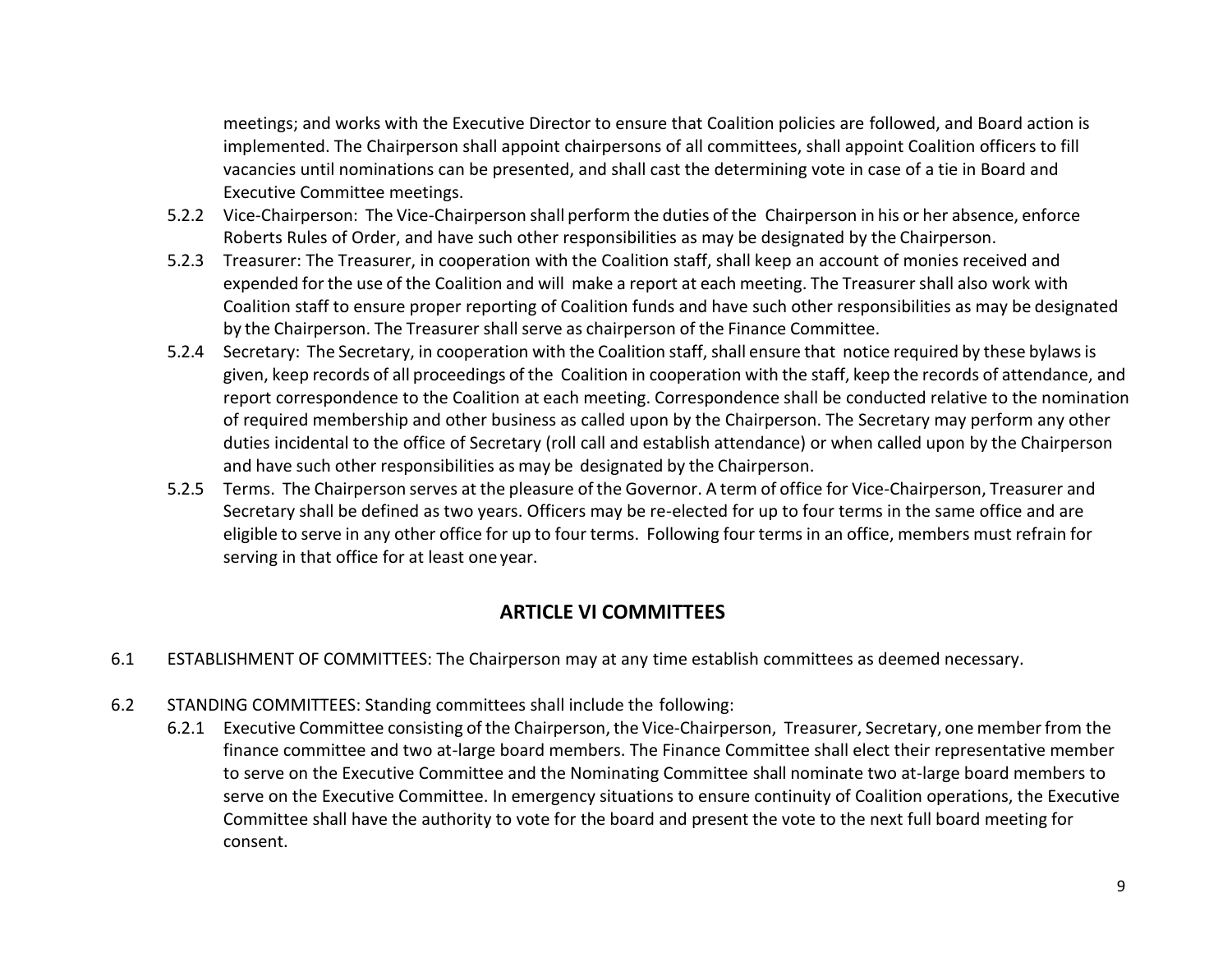meetings; and works with the Executive Director to ensure that Coalition policies are followed, and Board action is implemented. The Chairperson shall appoint chairpersons of all committees, shall appoint Coalition officers to fill vacancies until nominations can be presented, and shall cast the determining vote in case of a tie in Board and Executive Committee meetings.

5.2.2 Vice-Chairperson: The Vice-Chairperson shall perform the duties of the Chairperson in his or her absence, enforce Roberts Rules of Order, and have such other responsibilities as may be designated by the Chairperson.

5.2.3 Treasurer: The Treasurer, in cooperation with the Coalition staff, shall keep an account of monies received and expended for the use of the Coalition and will make a report at each meeting. The Treasurer shall also work with Coalition staff to ensure proper reporting of Coalition funds and have such other responsibilities as may be designated by the Chairperson. The Treasurer shall serve as chairperson of the Finance Committee.

5.2.4 Secretary: The Secretary, in cooperation with the Coalition staff, shall ensure that notice required by these bylaws is given, keep records of all proceedings of the Coalition in cooperation with the staff, keep the records of attendance, and report correspondence to the Coalition at each meeting. Correspondence shall be conducted relative to the nomination of required membership and other business as called upon by the Chairperson. The Secretary may perform any other duties incidental to the office of Secretary (roll call and establish attendance) or when called upon by the Chairperson and have such other responsibilities as may be designated by the Chairperson.

5.2.5 Terms. The Chairperson serves at the pleasure of the Governor. A term of office for Vice-Chairperson, Treasurer and Secretary shall be defined as two years. Officers may be re-elected for up to four terms in the same office and are eligible to serve in any other office for up to four terms. Following four terms in an office, members must refrain for serving in that office for at least one year.

## ARTICLE VI COMMITTEES

6.1 ESTABLISHMENT OF COMMITTEES: The Chairperson may at any time establish committees as deemed necessary.

6.2 STANDING COMMITTEES: Standing committees shall include the following:

6.2.1 Executive Committee consisting of the Chairperson, the Vice-Chairperson, Treasurer, Secretary, one member from the finance committee and two at-large board members. The Finance Committee shall elect their representative member to serve on the Executive Committee and the Nominating Committee shall nominate two at-large board members to serve on the Executive Committee. In emergency situations to ensure continuity of Coalition operations, the Executive Committee shall have the authority to vote for the board and present the vote to the next full board meeting for consent.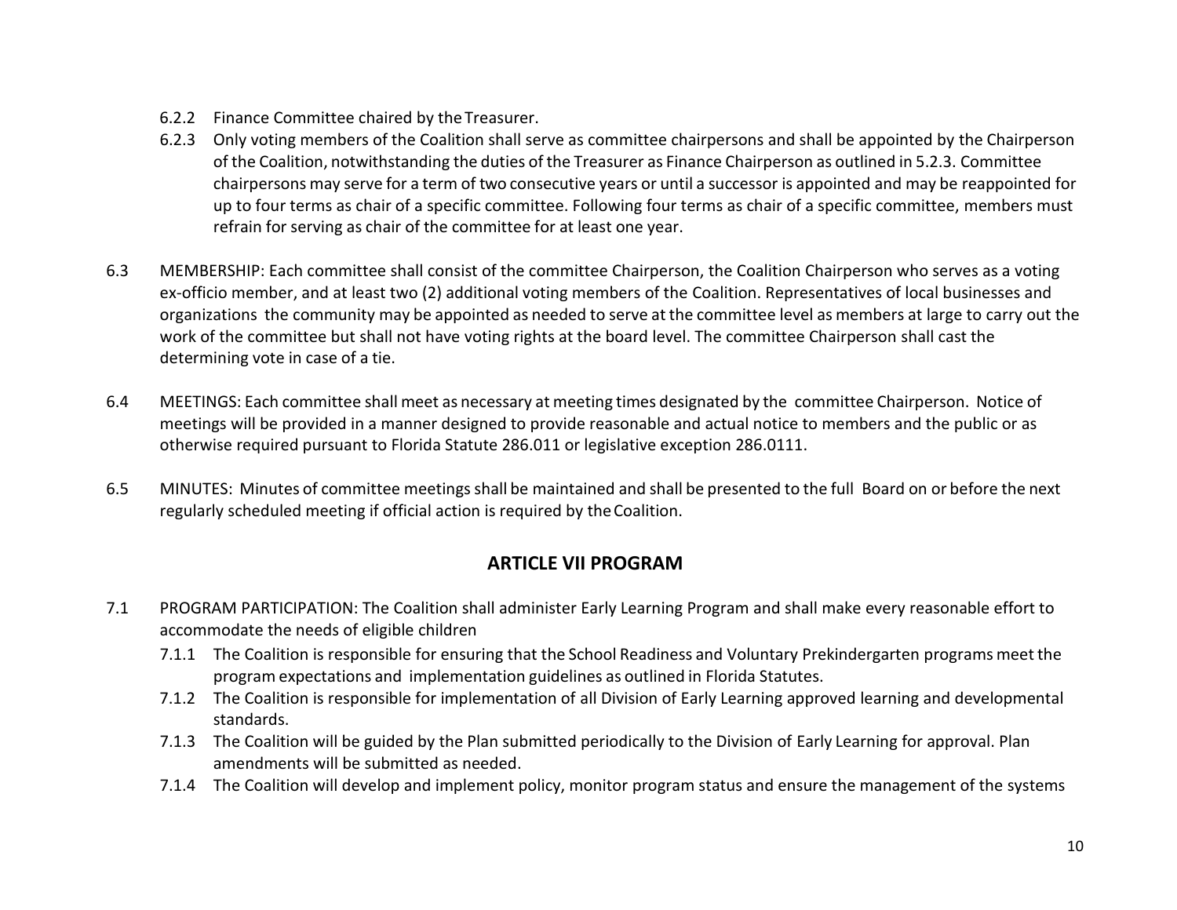6.2.2 Finance Committee chaired by the Treasurer.

6.2.3 Only voting members of the Coalition shall serve as committee chairpersons and shall be appointed by the Chairperson of the Coalition, notwithstanding the duties of the Treasurer as Finance Chairperson as outlined in 5.2.3. Committee chairpersons may serve for a term of two consecutive years or until a successor is appointed and may be reappointed for up to four terms as chair of a specific committee. Following four terms as chair of a specific committee, members must refrain for serving as chair of the committee for at least one year.

6.3 MEMBERSHIP: Each committee shall consist of the committee Chairperson, the Coalition Chairperson who serves as a voting ex-officio member, and at least two (2) additional voting members of the Coalition. Representatives of local businesses and organizations the community may be appointed as needed to serve at the committee level as members at large to carry out the work of the committee but shall not have voting rights at the board level. The committee Chairperson shall cast the determining vote in case of a tie.

6.4 MEETINGS: Each committee shall meet as necessary at meeting times designated by the committee Chairperson. Notice of meetings will be provided in a manner designed to provide reasonable and actual notice to members and the public or as otherwise required pursuant to Florida Statute 286.011 or legislative exception 286.0111.

6.5 MINUTES: Minutes of committee meetings shall be maintained and shall be presented to the full Board on or before the next regularly scheduled meeting if official action is required by the Coalition.

## ARTICLE VII PROGRAM

7.1 PROGRAM PARTICIPATION: The Coalition shall administer Early Learning Program and shall make every reasonable effort to accommodate the needs of eligible children

7.1.1 The Coalition is responsible for ensuring that the School Readiness and Voluntary Prekindergarten programs meet the program expectations and implementation guidelines as outlined in Florida Statutes.

7.1.2 The Coalition is responsible for implementation of all Division of Early Learning approved learning and developmental standards.

7.1.3 The Coalition will be guided by the Plan submitted periodically to the Division of Early Learning for approval. Plan amendments will be submitted as needed.

7.1.4 The Coalition will develop and implement policy, monitor program status and ensure the management of the systems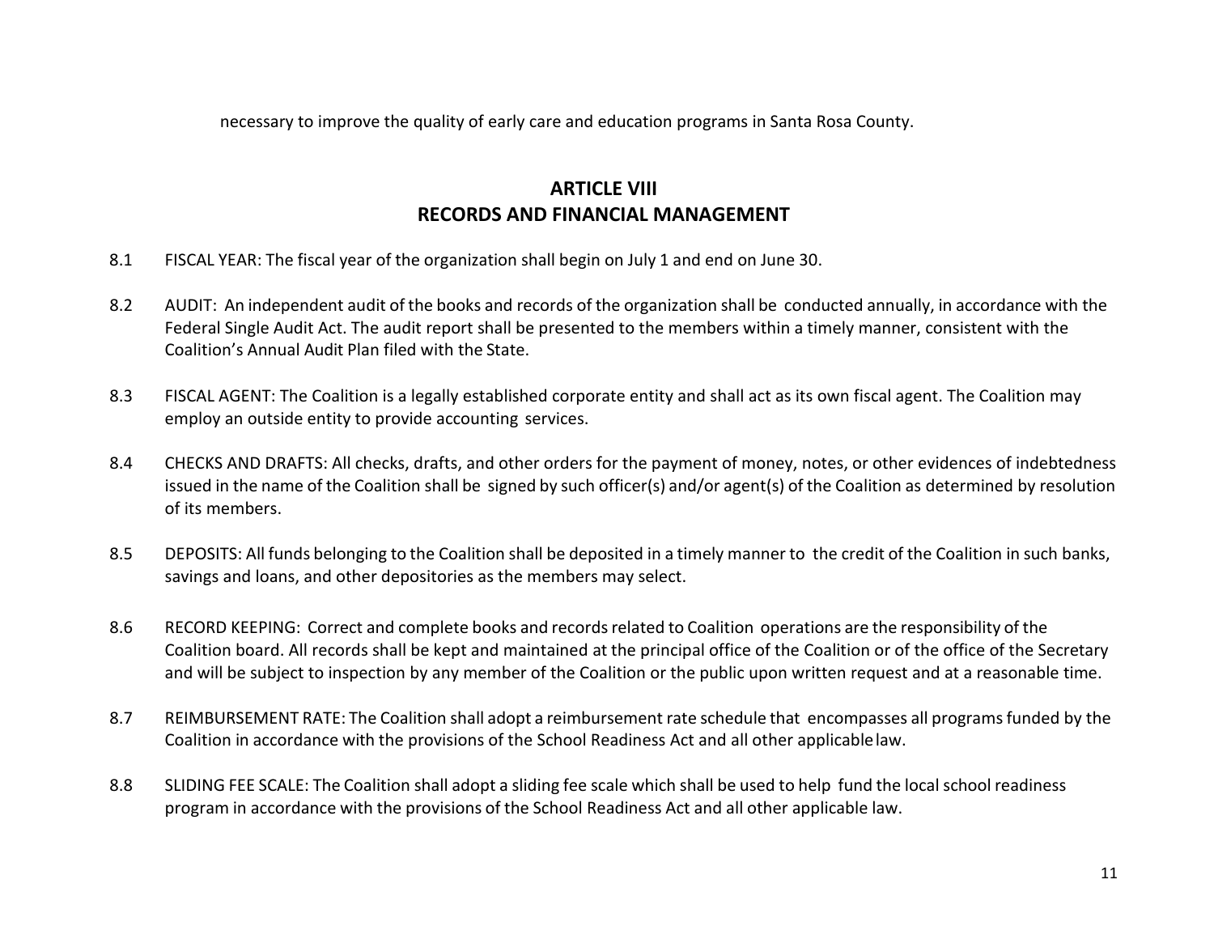necessary to improve the quality of early care and education programs in Santa Rosa County.

## ARTICLE VIII
## RECORDS AND FINANCIAL MANAGEMENT

8.1 FISCAL YEAR: The fiscal year of the organization shall begin on July 1 and end on June 30.

8.2 AUDIT: An independent audit of the books and records of the organization shall be conducted annually, in accordance with the Federal Single Audit Act. The audit report shall be presented to the members within a timely manner, consistent with the Coalition's Annual Audit Plan filed with the State.

8.3 FISCAL AGENT: The Coalition is a legally established corporate entity and shall act as its own fiscal agent. The Coalition may employ an outside entity to provide accounting services.

8.4 CHECKS AND DRAFTS: All checks, drafts, and other orders for the payment of money, notes, or other evidences of indebtedness issued in the name of the Coalition shall be signed by such officer(s) and/or agent(s) of the Coalition as determined by resolution of its members.

8.5 DEPOSITS: All funds belonging to the Coalition shall be deposited in a timely manner to the credit of the Coalition in such banks, savings and loans, and other depositories as the members may select.

8.6 RECORD KEEPING: Correct and complete books and records related to Coalition operations are the responsibility of the Coalition board. All records shall be kept and maintained at the principal office of the Coalition or of the office of the Secretary and will be subject to inspection by any member of the Coalition or the public upon written request and at a reasonable time.

8.7 REIMBURSEMENT RATE: The Coalition shall adopt a reimbursement rate schedule that encompasses all programs funded by the Coalition in accordance with the provisions of the School Readiness Act and all other applicable law.

8.8 SLIDING FEE SCALE: The Coalition shall adopt a sliding fee scale which shall be used to help fund the local school readiness program in accordance with the provisions of the School Readiness Act and all other applicable law.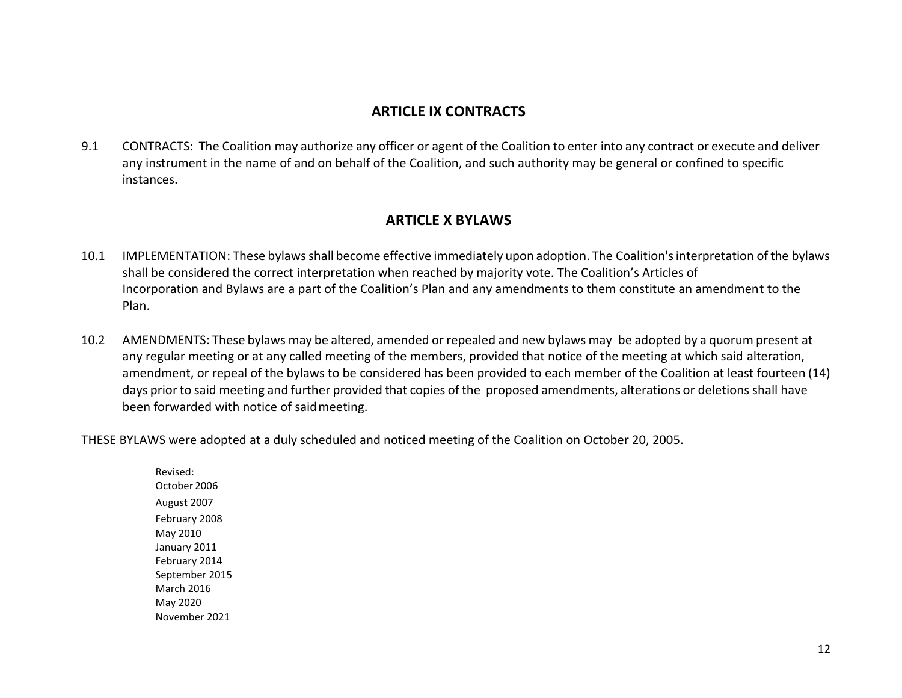## ARTICLE IX CONTRACTS

9.1 CONTRACTS: The Coalition may authorize any officer or agent of the Coalition to enter into any contract or execute and deliver any instrument in the name of and on behalf of the Coalition, and such authority may be general or confined to specific instances.

## ARTICLE X BYLAWS

10.1 IMPLEMENTATION: These bylaws shall become effective immediately upon adoption. The Coalition's interpretation of the bylaws shall be considered the correct interpretation when reached by majority vote. The Coalition's Articles of Incorporation and Bylaws are a part of the Coalition's Plan and any amendments to them constitute an amendment to the Plan.

10.2 AMENDMENTS: These bylaws may be altered, amended or repealed and new bylaws may be adopted by a quorum present at any regular meeting or at any called meeting of the members, provided that notice of the meeting at which said alteration, amendment, or repeal of the bylaws to be considered has been provided to each member of the Coalition at least fourteen (14) days prior to said meeting and further provided that copies of the proposed amendments, alterations or deletions shall have been forwarded with notice of said meeting.

THESE BYLAWS were adopted at a duly scheduled and noticed meeting of the Coalition on October 20, 2005.

Revised:
October 2006
August 2007
February 2008
May 2010
January 2011
February 2014
September 2015
March 2016
May 2020
November 2021